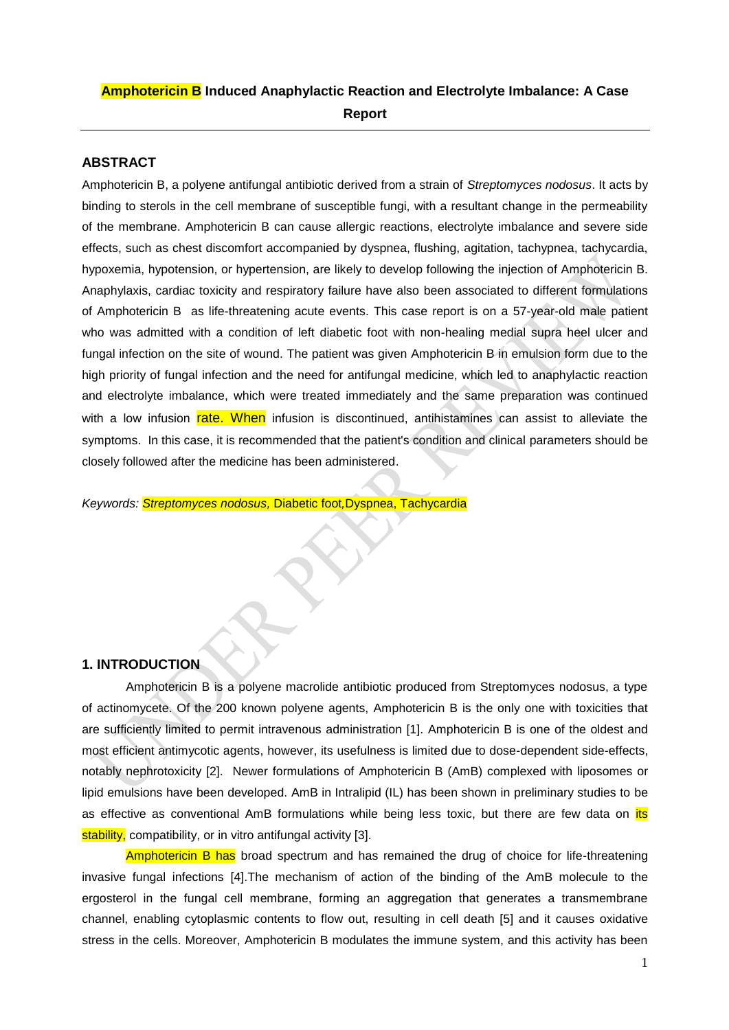# Amphotericin B Induced Anaphylactic Reaction and Electrolyte Imbalance: A Case Report

## ABSTRACT

Amphotericin B, a polyene antifungal antibiotic derived from a strain of *Streptomyces nodosus*. It acts by binding to sterols in the cell membrane of susceptible fungi, with a resultant change in the permeability of the membrane. Amphotericin B can cause allergic reactions, electrolyte imbalance and severe side effects, such as chest discomfort accompanied by dyspnea, flushing, agitation, tachypnea, tachycardia, hypoxemia, hypotension, or hypertension, are likely to develop following the injection of Amphotericin B. Anaphylaxis, cardiac toxicity and respiratory failure have also been associated to different formulations of Amphotericin B as life-threatening acute events. This case report is on a 57-year-old male patient who was admitted with a condition of left diabetic foot with non-healing medial supra heel ulcer and fungal infection on the site of wound. The patient was given Amphotericin B in emulsion form due to the high priority of fungal infection and the need for antifungal medicine, which led to anaphylactic reaction and electrolyte imbalance, which were treated immediately and the same preparation was continued with a low infusion rate. When infusion is discontinued, antihistamines can assist to alleviate the symptoms. In this case, it is recommended that the patient's condition and clinical parameters should be closely followed after the medicine has been administered.

*Keywords: Streptomyces nodosus,* Diabetic foot, Dyspnea, Tachycardia

## 1. INTRODUCTION

Amphotericin B is a polyene macrolide antibiotic produced from Streptomyces nodosus, a type of actinomycete. Of the 200 known polyene agents, Amphotericin B is the only one with toxicities that are sufficiently limited to permit intravenous administration [1]. Amphotericin B is one of the oldest and most efficient antimycotic agents, however, its usefulness is limited due to dose-dependent side-effects, notably nephrotoxicity [2]. Newer formulations of Amphotericin B (AmB) complexed with liposomes or lipid emulsions have developed. AmB in Intralipid (IL) has been shown in preliminary studies to be as effective as conventional AmB formulations while being less toxic, but there are few data on its stability, compatibility, or in vitro antifungal activity [3].

Amphotericin B has broad spectrum and has remained the drug of choice for life-threatening invasive fungal infections [4].The mechanism of action of the binding of the AmB molecule to the ergosterol in the fungal cell membrane, forming an aggregation that generates a transmembrane channel, enabling cytoplasmic contents to flow out, resulting in cell death [5] and it causes oxidative stress in the cells. Moreover, Amphotericin B modulates the immune system, and this activity has been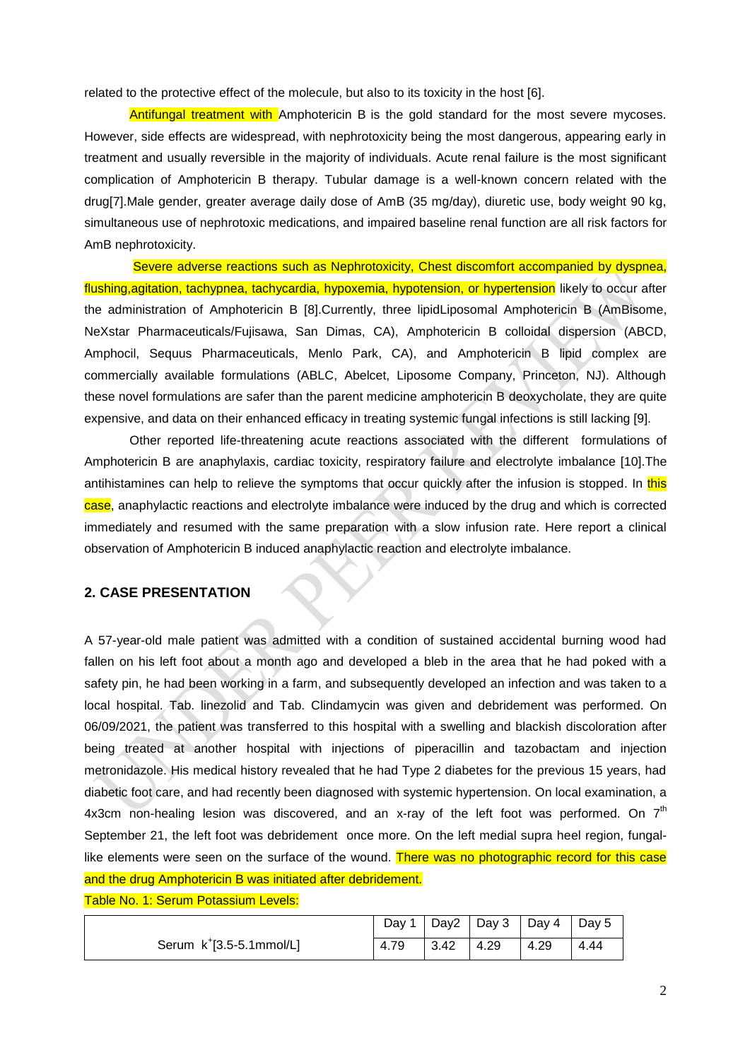related to the protective effect of the molecule, but also to its toxicity in the host [6].

Antifungal treatment with Amphotericin B is the gold standard for the most severe mycoses. However, side effects are widespread, with nephrotoxicity being the most dangerous, appearing early in treatment and usually reversible in the majority of individuals. Acute renal failure is the most significant complication of Amphotericin B therapy. Tubular damage is a well-known concern related with the drug[7].Male gender, greater average daily dose of AmB (35 mg/day), diuretic use, body weight 90 kg, simultaneous use of nephrotoxic medications, and impaired baseline renal function are all risk factors for AmB nephrotoxicity.

Severe adverse reactions such as Nephrotoxicity, Chest discomfort accompanied by dyspnea, flushing,agitation, tachypnea, tachycardia, hypoxemia, hypotension, or hypertension likely to occur after the administration of Amphotericin B [8].Currently, three lipidLiposomal Amphotericin B (AmBisome, NeXstar Pharmaceuticals/Fujisawa, San Dimas, CA), Amphotericin B colloidal dispersion (ABCD, Amphocil, Sequus Pharmaceuticals, Menlo Park, CA), and Amphotericin B lipid complex are commercially available formulations (ABLC, Abelcet, Liposome Company, Princeton, NJ). Although these novel formulations are safer than the parent medicine amphotericin B deoxycholate, they are quite expensive, and data on their enhanced efficacy in treating systemic fungal infections is still lacking [9].

Other reported life-threatening acute reactions associated with the different formulations of Amphotericin B are anaphylaxis, cardiac toxicity, respiratory failure and electrolyte imbalance [10].The antihistamines can help to relieve the symptoms that occur quickly after the infusion is stopped. In this case, anaphylactic reactions and electrolyte imbalance were induced by the drug and which is corrected immediately and resumed with the same preparation with a slow infusion rate. Here report a clinical observation of Amphotericin B induced anaphylactic reaction and electrolyte imbalance.

## 2. CASE PRESENTATION

A 57-year-old male patient was admitted with a condition of sustained accidental burning wood had fallen on his left foot about a month ago and developed a bleb in the area that he had poked with a safety pin, he had been working in a farm, and subsequently developed an infection and was taken to a local hospital. Tab. linezolid and Tab. Clindamycin was given and debridement was performed. On 06/09/2021, the patient was transferred to this hospital with a swelling and blackish discoloration after being treated at another hospital with injections of piperacillin and tazobactam and injection metronidazole. His medical history revealed that he had Type 2 diabetes for the previous 15 years, had diabetic foot care, and had recently been diagnosed with systemic hypertension. On local examination, a 4x3cm non-healing lesion was discovered, and an x-ray of the left foot was performed. On 7th September 21, the left foot was debridement once more. On the left medial supra heel region, fungal-like elements were seen on the surface of the wound. There was no photographic record for this case and the drug Amphotericin B was initiated after debridement.

Table No. 1: Serum Potassium Levels:

| | Day 1 | Day2 | Day 3 | Day 4 | Day 5 |
|---|---|---|---|---|---|
| Serum $k^{+}$[3.5-5.1mmol/L] | 4.79 | 3.42 | 4.29 | 4.29 | 4.44 |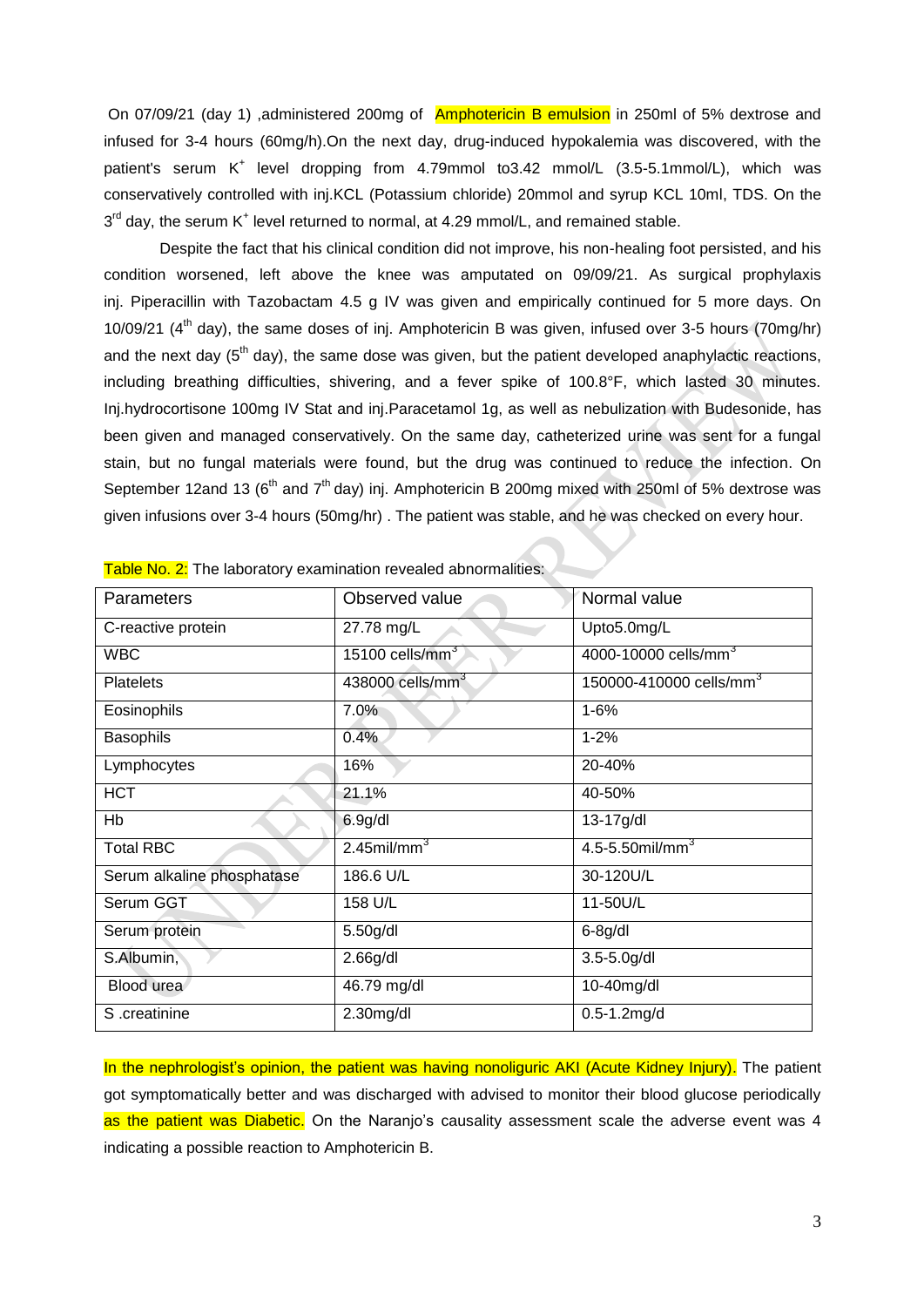On 07/09/21 (day 1) ,administered 200mg of Amphotericin B emulsion in 250ml of 5% dextrose and infused for 3-4 hours (60mg/h).On the next day, drug-induced hypokalemia was discovered, with the patient's serum $K^+$ level dropping from 4.79mmol to3.42 mmol/L (3.5-5.1mmol/L), which was conservatively controlled with inj.KCL (Potassium chloride) 20mmol and syrup KCL 10ml, TDS. On the 3[rd] day, the serum $K^+$ level returned to normal, at 4.29 mmol/L, and remained stable.

Despite the fact that his clinical condition did not improve, his non-healing foot persisted, and his condition worsened, left above the knee was amputated on 09/09/21. As surgical prophylaxis inj. Piperacillin with Tazobactam 4.5 g IV was given and empirically continued for 5 more days. On 10/09/21 (4[th] day), the same doses of inj. Amphotericin B was given, infused over 3-5 hours (70mg/hr) and the next day (5[th] day), the same dose was given, but the patient developed anaphylactic reactions, including breathing difficulties, shivering, and a fever spike of 100.8°F, which lasted 30 minutes. Inj.hydrocortisone 100mg IV Stat and inj.Paracetamol 1g, as well as nebulization with Budesonide, has been given and managed conservatively. On the same day, catheterized urine was sent for a fungal stain, but no fungal materials were found, but the drug was continued to reduce the infection. On September 12and 13 (6[th] and 7[th] day) inj. Amphotericin B 200mg mixed with 250ml of 5% dextrose was given infusions over 3-4 hours (50mg/hr) . The patient was stable, and he was checked on every hour.

Table No. 2: The laboratory examination revealed abnormalities:

| Parameters | Observed value | Normal value |
|---|---|---|
| C-reactive protein | 27.78 mg/L | Upto5.0mg/L |
| WBC | 15100 cells/mm$^3$ | 4000-10000 cells/mm$^3$ |
| Platelets | 438000 cells/mm$^3$ | 150000-410000 cells/mm$^3$ |
| Eosinophils | 7.0% | 1-6% |
| Basophils | 0.4% | 1-2% |
| Lymphocytes | 16% | 20-40% |
| HCT | 21.1% | 40-50% |
| Hb | 6.9g/dl | 13-17g/dl |
| Total RBC | 2.45mil/mm$^3$ | 4.5-5.50mil/mm$^3$ |
| Serum alkaline phosphatase | 186.6 U/L | 30-120U/L |
| Serum GGT | 158 U/L | 11-50U/L |
| Serum protein | 5.50g/dl | 6-8g/dl |
| S.Albumin, | 2.66g/dl | 3.5-5.0g/dl |
| Blood urea | 46.79 mg/dl | 10-40mg/dl |
| S .creatinine | 2.30mg/dl | 0.5-1.2mg/d |

In the nephrologist's opinion, the patient was having nonoliguric AKI (Acute Kidney Injury). The patient got symptomatically better and was discharged with advised to monitor their blood glucose periodically as the patient was Diabetic. On the Naranjo's causality assessment scale the adverse event was 4 indicating a possible reaction to Amphotericin B.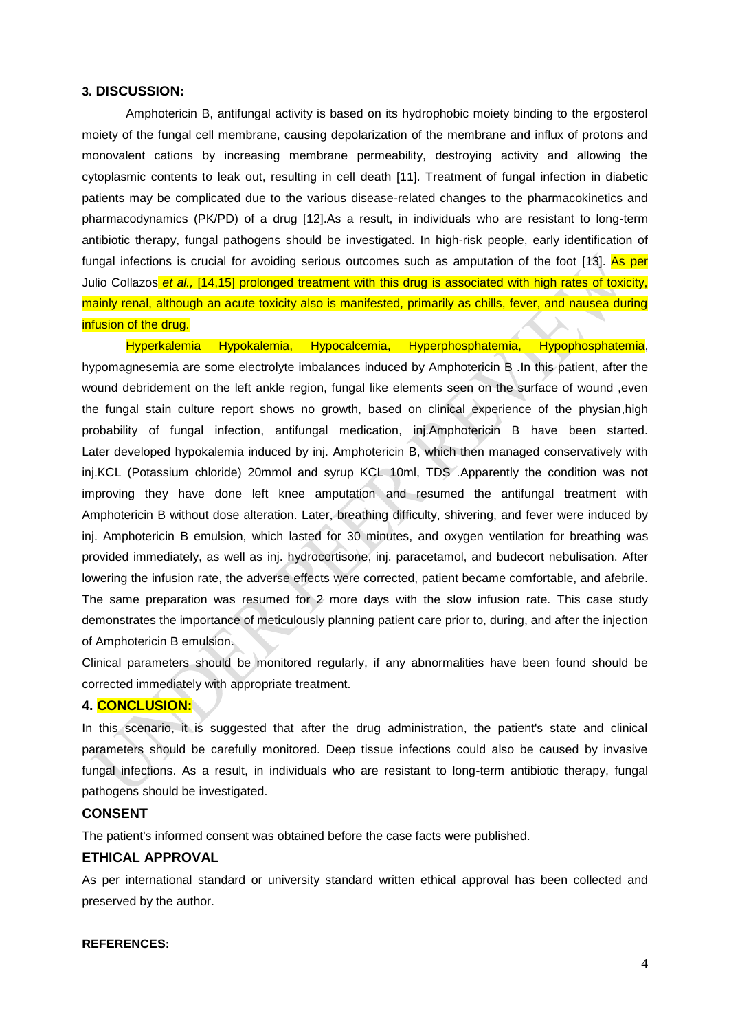## 3. DISCUSSION:

Amphotericin B, antifungal activity is based on its hydrophobic moiety binding to the ergosterol moiety of the fungal cell membrane, causing depolarization of the membrane and influx of protons and monovalent cations by increasing membrane permeability, destroying activity and allowing the cytoplasmic contents to leak out, resulting in cell death [11]. Treatment of fungal infection in diabetic patients may be complicated due to the various disease-related changes to the pharmacokinetics and pharmacodynamics (PK/PD) of a drug [12].As a result, in individuals who are resistant to long-term antibiotic therapy, fungal pathogens should be investigated. In high-risk people, early identification of fungal infections is crucial for avoiding serious outcomes such as amputation of the foot [13]. As per Julio Collazos *et al.,* [14,15] prolonged treatment with this drug is associated with high rates of toxicity, mainly renal, although an acute toxicity also is manifested, primarily as chills, fever, and nausea during infusion of the drug.

Hyperkalemia Hypokalemia, Hypocalcemia, Hyperphosphatemia, Hypophosphatemia, hypomagnesemia are some electrolyte imbalances induced by Amphotericin B .In this patient, after the wound debridement on the left ankle region, fungal like elements seen on the surface of wound ,even the fungal stain culture report shows no growth, based on clinical experience of the physian,high probability of fungal infection, antifungal medication, inj.Amphotericin B have been started. Later developed hypokalemia induced by inj. Amphotericin B, which then managed conservatively with inj.KCL (Potassium chloride) 20mmol and syrup KCL 10ml, TDS .Apparently the condition was not improving they have done left knee amputation and resumed the antifungal treatment with Amphotericin B without dose alteration. Later, breathing difficulty, shivering, and fever were induced by inj. Amphotericin B emulsion, which lasted for 30 minutes, and oxygen ventilation for breathing was provided immediately, as well as inj. hydrocortisone, inj. paracetamol, and budecort nebulisation. After lowering the infusion rate, the adverse effects were corrected, patient became comfortable, and afebrile. The same preparation was resumed for 2 more days with the slow infusion rate. This case study demonstrates the importance of meticulously planning patient care prior to, during, and after the injection of Amphotericin B emulsion.

Clinical parameters should be monitored regularly, if any abnormalities have been found should be corrected immediately with appropriate treatment.

## 4. CONCLUSION:

In this scenario, it is suggested that after the drug administration, the patient's state and clinical parameters should be carefully monitored. Deep tissue infections could also be caused by invasive fungal infections. As a result, in individuals who are resistant to long-term antibiotic therapy, fungal pathogens should be investigated.

### CONSENT

The patient's informed consent was obtained before the case facts were published.

### ETHICAL APPROVAL

As per international standard or university standard written ethical approval has been collected and preserved by the author.

### REFERENCES: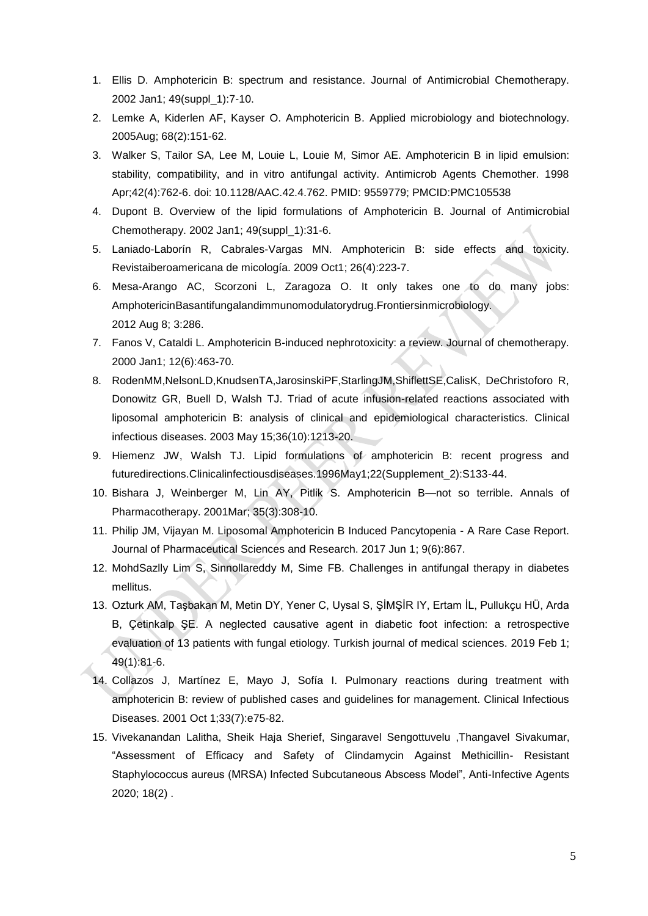1. Ellis D. Amphotericin B: spectrum and resistance. Journal of Antimicrobial Chemotherapy. 2002 Jan1; 49(suppl_1):7-10.
2. Lemke A, Kiderlen AF, Kayser O. Amphotericin B. Applied microbiology and biotechnology. 2005Aug; 68(2):151-62.
3. Walker S, Tailor SA, Lee M, Louie L, Louie M, Simor AE. Amphotericin B in lipid emulsion: stability, compatibility, and in vitro antifungal activity. Antimicrob Agents Chemother. 1998 Apr;42(4):762-6. doi: 10.1128/AAC.42.4.762. PMID: 9559779; PMCID:PMC105538
4. Dupont B. Overview of the lipid formulations of Amphotericin B. Journal of Antimicrobial Chemotherapy. 2002 Jan1; 49(suppl_1):31-6.
5. Laniado-Laborín R, Cabrales-Vargas MN. Amphotericin B: side effects and toxicity. Revistaiberoamericana de micología. 2009 Oct1; 26(4):223-7.
6. Mesa-Arango AC, Scorzoni L, Zaragoza O. It only takes one to do many jobs: AmphotericinBasantifungalandimmunomodulatorydrug.Frontiersinmicrobiology. 2012 Aug 8; 3:286.
7. Fanos V, Cataldi L. Amphotericin B-induced nephrotoxicity: a review. Journal of chemotherapy. 2000 Jan1; 12(6):463-70.
8. RodenMM,NelsonLD,KnudsenTA,JarosinskiPF,StarlingJM,ShiflettSE,CalisK, DeChristoforo R, Donowitz GR, Buell D, Walsh TJ. Triad of acute infusion-related reactions associated with liposomal amphotericin B: analysis of clinical and epidemiological characteristics. Clinical infectious diseases. 2003 May 15;36(10):1213-20.
9. Hiemenz JW, Walsh TJ. Lipid formulations of amphotericin B: recent progress and futuredirections.Clinicalinfectiousdiseases.1996May1;22(Supplement_2):S133-44.
10. Bishara J, Weinberger M, Lin AY, Pitlik S. Amphotericin B—not so terrible. Annals of Pharmacotherapy. 2001Mar; 35(3):308-10.
11. Philip JM, Vijayan M. Liposomal Amphotericin B Induced Pancytopenia - A Rare Case Report. Journal of Pharmaceutical Sciences and Research. 2017 Jun 1; 9(6):867.
12. MohdSazlly Lim S, Sinnollareddy M, Sime FB. Challenges in antifungal therapy in diabetes mellitus.
13. Ozturk AM, Taşbakan M, Metin DY, Yener C, Uysal S, ŞİMŞİR IY, Ertam İL, Pullukçu HÜ, Arda B, Çetinkalp ŞE. A neglected causative agent in diabetic foot infection: a retrospective evaluation of 13 patients with fungal etiology. Turkish journal of medical sciences. 2019 Feb 1; 49(1):81-6.
14. Collazos J, Martínez E, Mayo J, Sofía I. Pulmonary reactions during treatment with amphotericin B: review of published cases and guidelines for management. Clinical Infectious Diseases. 2001 Oct 1;33(7):e75-82.
15. Vivekanandan Lalitha, Sheik Haja Sherief, Singaravel Sengottuvelu ,Thangavel Sivakumar, "Assessment of Efficacy and Safety of Clindamycin Against Methicillin- Resistant Staphylococcus aureus (MRSA) Infected Subcutaneous Abscess Model", Anti-Infective Agents 2020; 18(2) .